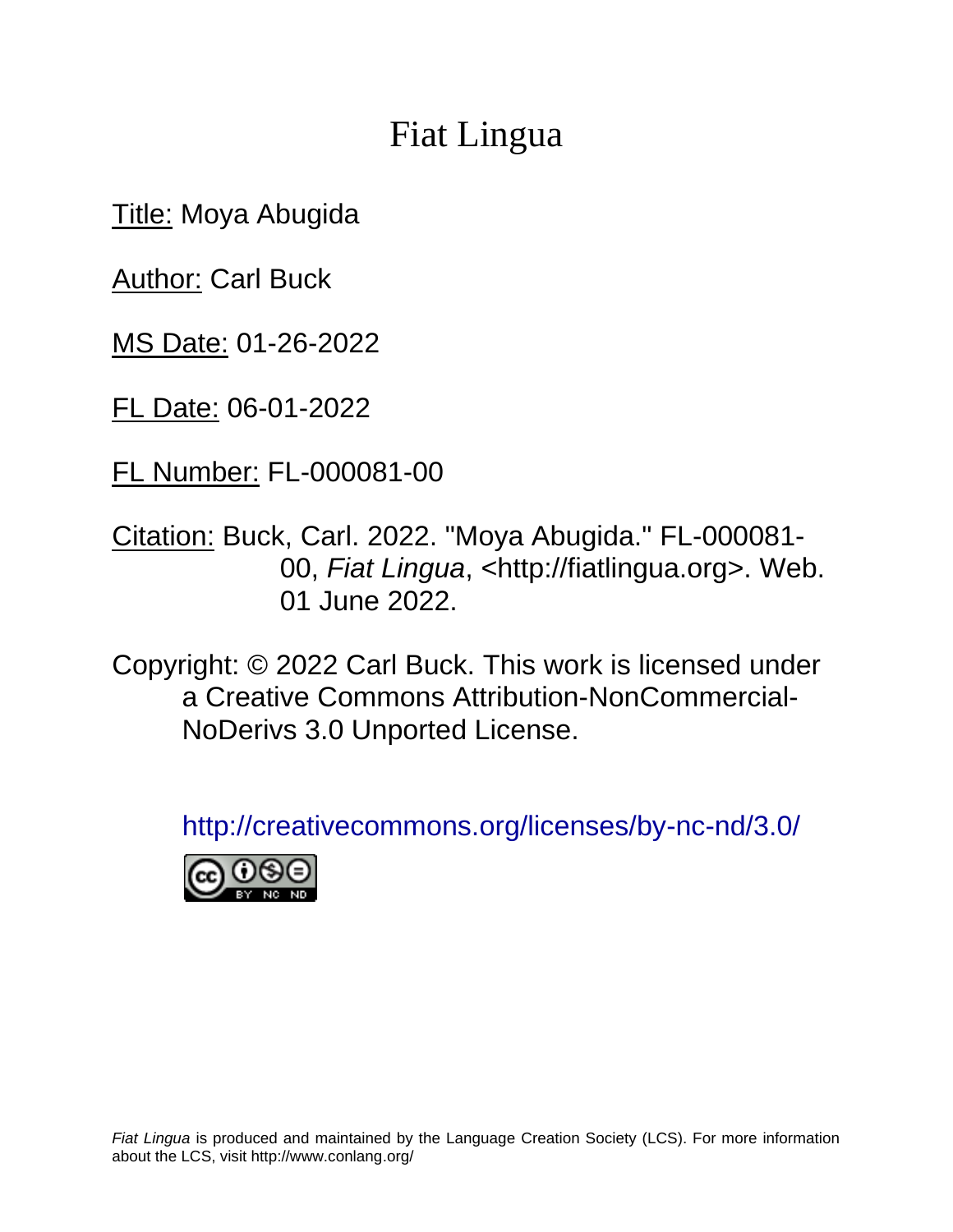# Fiat Lingua

Title: Moya Abugida

Author: Carl Buck

MS Date: 01-26-2022

FL Date: 06-01-2022

FL Number: FL-000081-00

Citation: Buck, Carl. 2022. "Moya Abugida." FL-000081-00, *Fiat Lingua*, <http://fiatlingua.org>. Web. 01 June 2022.

Copyright: © 2022 Carl Buck. This work is licensed under a Creative Commons Attribution-NonCommercial-NoDerivs 3.0 Unported License.

http://creativecommons.org/licenses/by-nc-nd/3.0/

*Fiat Lingua* is produced and maintained by the Language Creation Society (LCS). For more information about the LCS, visit http://www.conlang.org/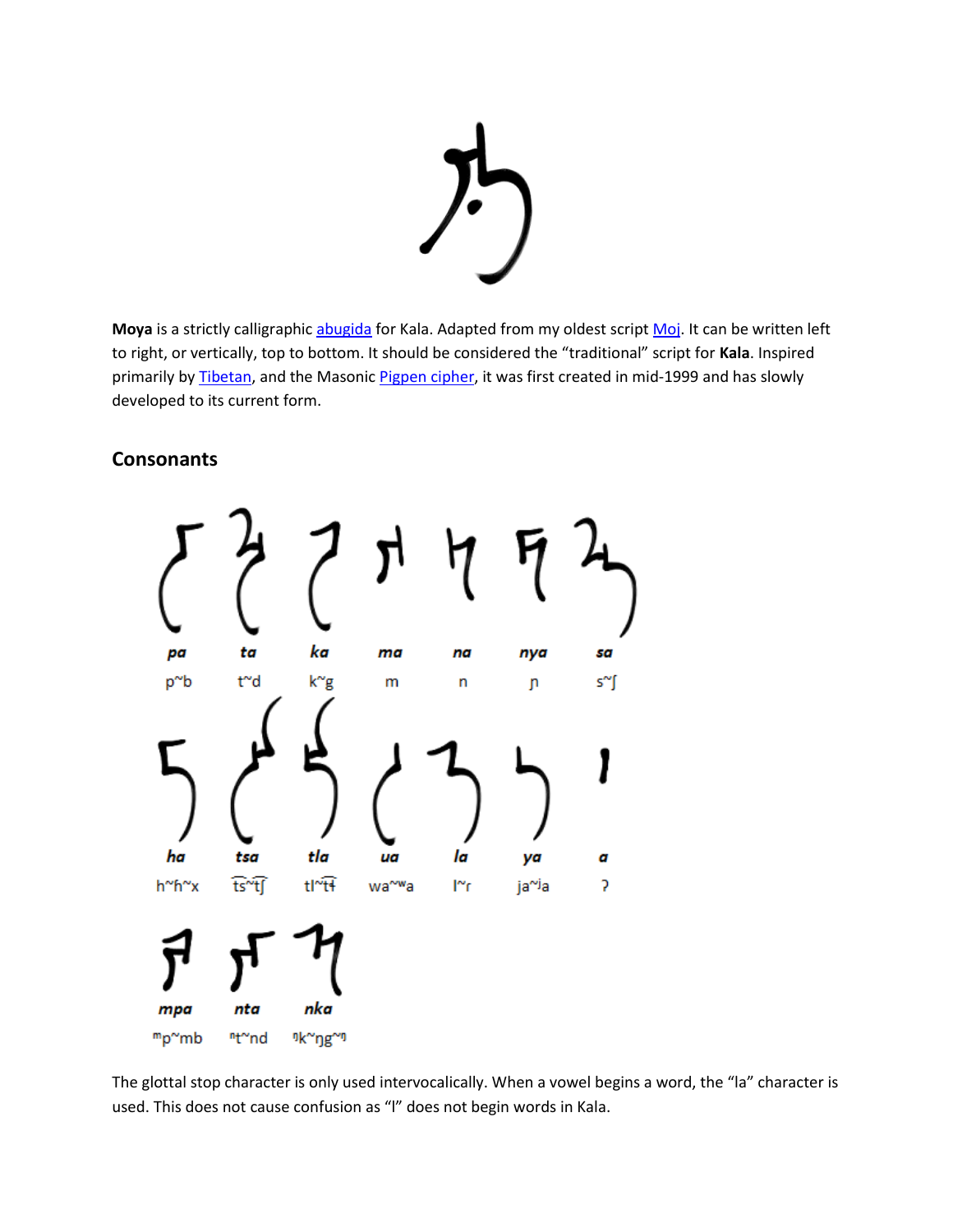**Moya** is a strictly calligraphic abugida for Kala. Adapted from my oldest script Moj. It can be written left to right, or vertically, top to bottom. It should be considered the "traditional" script for **Kala**. Inspired primarily by Tibetan, and the Masonic Pigpen cipher, it was first created in mid-1999 and has slowly developed to its current form.

## Consonants

| ***pa*** | ***ta*** | ***ka*** | ***ma*** | ***na*** | ***nya*** | ***sa*** |
|---|---|---|---|---|---|---|
| p~b | t~d | k~g | m | n | ɲ | s~ʃ |

| ***ha*** | ***tsa*** | ***tla*** | ***ua*** | ***la*** | ***ya*** | ***a*** |
|---|---|---|---|---|---|---|
| h~ɦ~x | t͡s~t͡ʃ | tl~t͡ɬ | wa~ʷa | l~r | ja~ʲa | ʔ |

| ***mpa*** | ***nta*** | ***nka*** |
|---|---|---|
| ᵐp~mb | ⁿt~nd | ᵑk~ŋg~ᵑ |

The glottal stop character is only used intervocalically. When a vowel begins a word, the "la" character is used. This does not cause confusion as "l" does not begin words in Kala.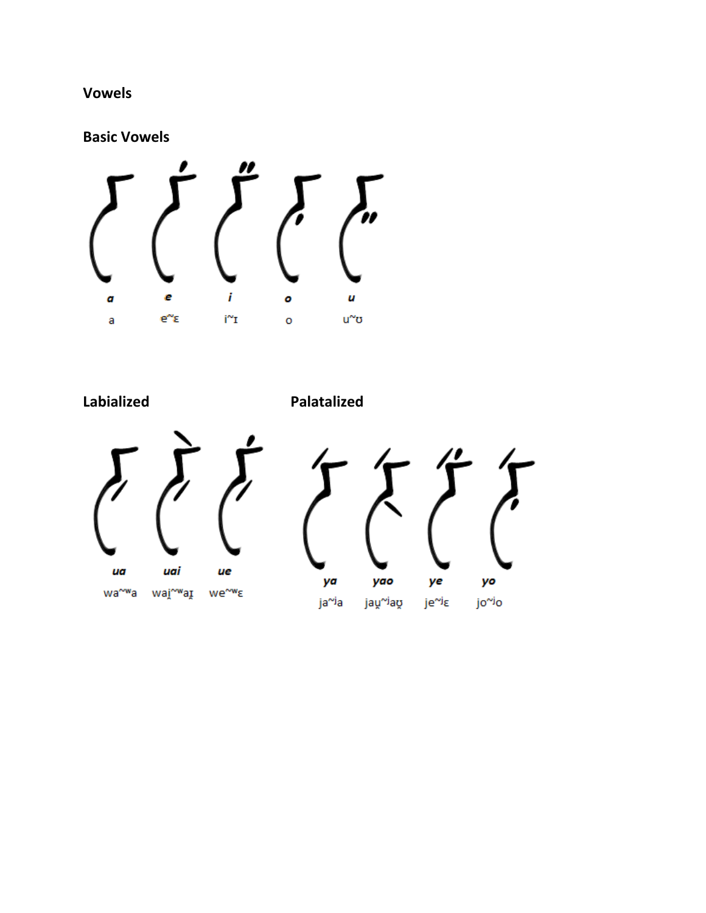## Vowels

### Basic Vowels

| *a* | *e* | *i* | *o* | *u* |
|---|---|---|---|---|
| a | e~ɛ | i~ɪ | o | u~ʊ |

### Labialized

| *ua* | *uai* | *ue* |
|---|---|---|
| wa~ʷa | wai̯~ʷaɪ̯ | we~ʷɛ |

### Palatalized

| *ya* | *yao* | *ye* | *yo* |
|---|---|---|---|
| ja~ʲa | jau̯~ʲaʊ̯ | je~ʲɛ | jo~ʲo |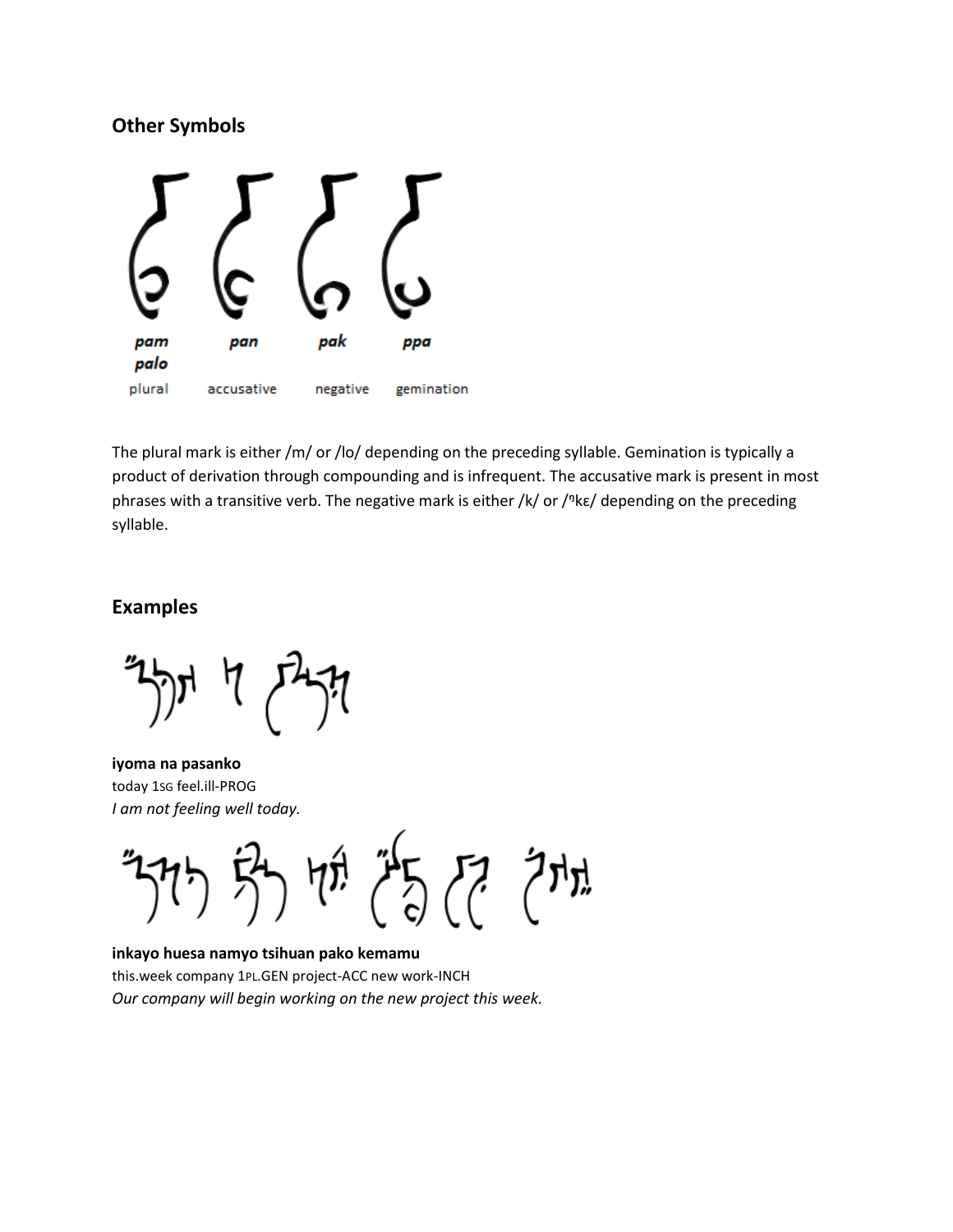## Other Symbols

| *pam* *palo* | *pan* | *pak* | *ppa* |
|---|---|---|---|
| plural | accusative | negative | gemination |

The plural mark is either /m/ or /lo/ depending on the preceding syllable. Gemination is typically a product of derivation through compounding and is infrequent. The accusative mark is present in most phrases with a transitive verb. The negative mark is either /k/ or /ᵑkɛ/ depending on the preceding syllable.

## Examples

**iyoma na pasanko**
today 1SG feel.ill-PROG
*I am not feeling well today.*

**inkayo huesa namyo tsihuan pako kemamu**
this.week company 1PL.GEN project-ACC new work-INCH
*Our company will begin working on the new project this week.*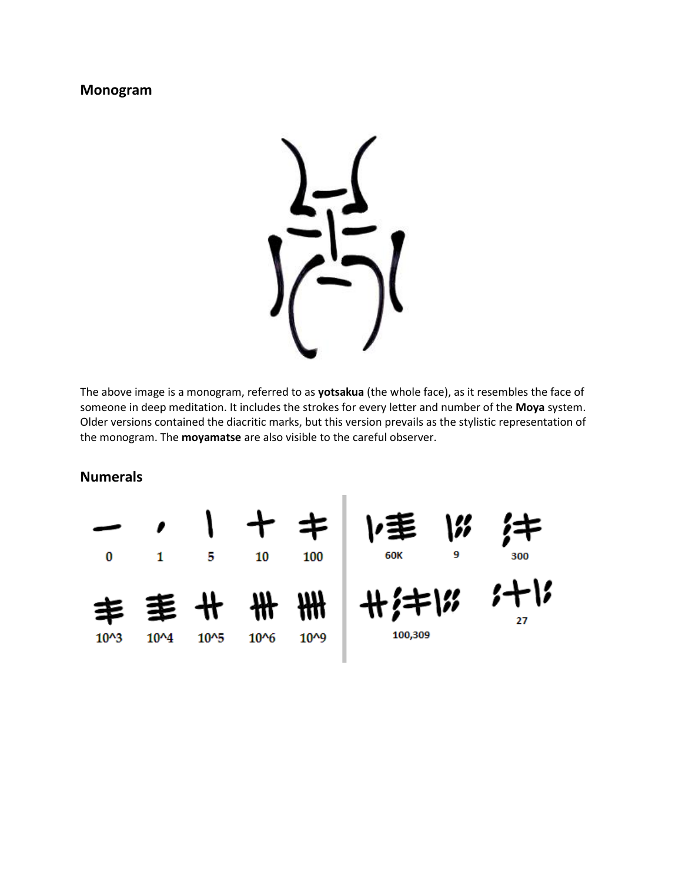## Monogram

The above image is a monogram, referred to as **yotsakua** (the whole face), as it resembles the face of someone in deep meditation. It includes the strokes for every letter and number of the **Moya** system. Older versions contained the diacritic marks, but this version prevails as the stylistic representation of the monogram. The **moyamatse** are also visible to the careful observer.

## Numerals

0 1 5 10 100

10^3 10^4 10^5 10^6 10^9

60K 9 300

100,309 27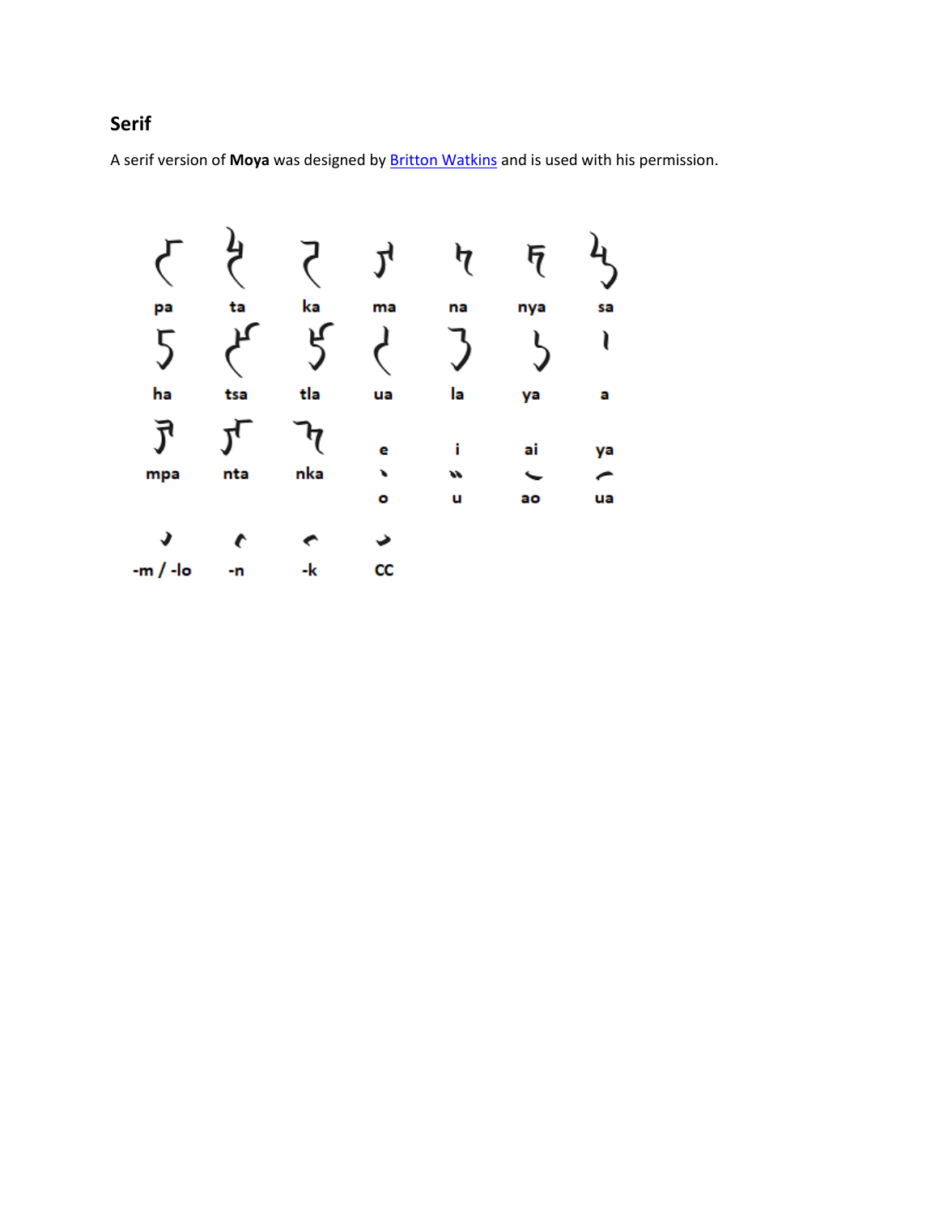## Serif

A serif version of **Moya** was designed by Britton Watkins and is used with his permission.

| | | | | | | |
|---|---|---|---|---|---|---|
| pa | ta | ka | ma | na | nya | sa |
| ha | tsa | tla | ua | la | ya | a |
| mpa | nta | nka | e | i | ai | ya |
| | | | o | u | ao | ua |
| -m / -lo | -n | -k | CC | | | |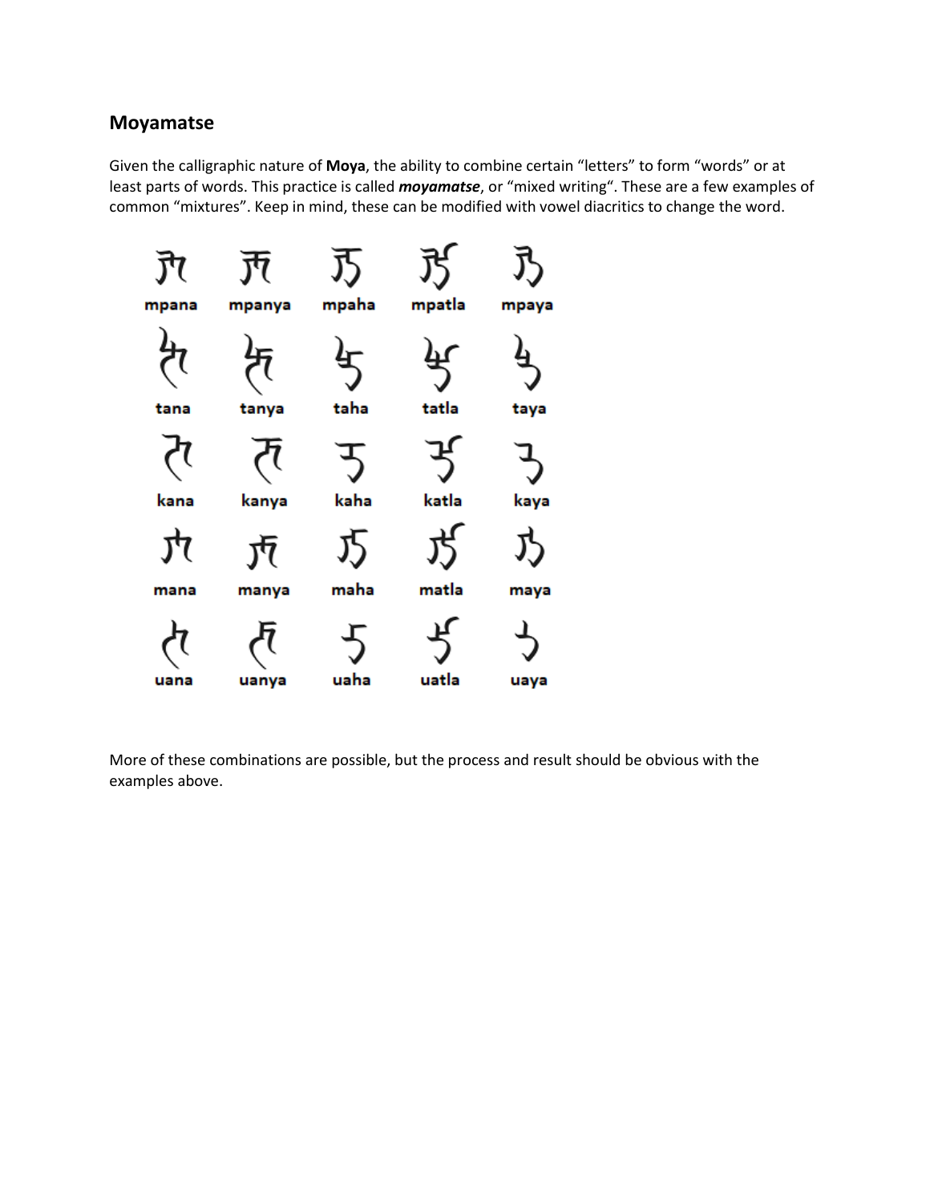## Moyamatse

Given the calligraphic nature of **Moya**, the ability to combine certain "letters" to form "words" or at least parts of words. This practice is called ***moyamatse***, or "mixed writing". These are a few examples of common "mixtures". Keep in mind, these can be modified with vowel diacritics to change the word.

| | | | | |
|---|---|---|---|---|
| mpana | mpanya | mpaha | mpatla | mpaya |
| tana | tanya | taha | tatla | taya |
| kana | kanya | kaha | katla | kaya |
| mana | manya | maha | matla | maya |
| uana | uanya | uaha | uatla | uaya |

More of these combinations are possible, but the process and result should be obvious with the examples above.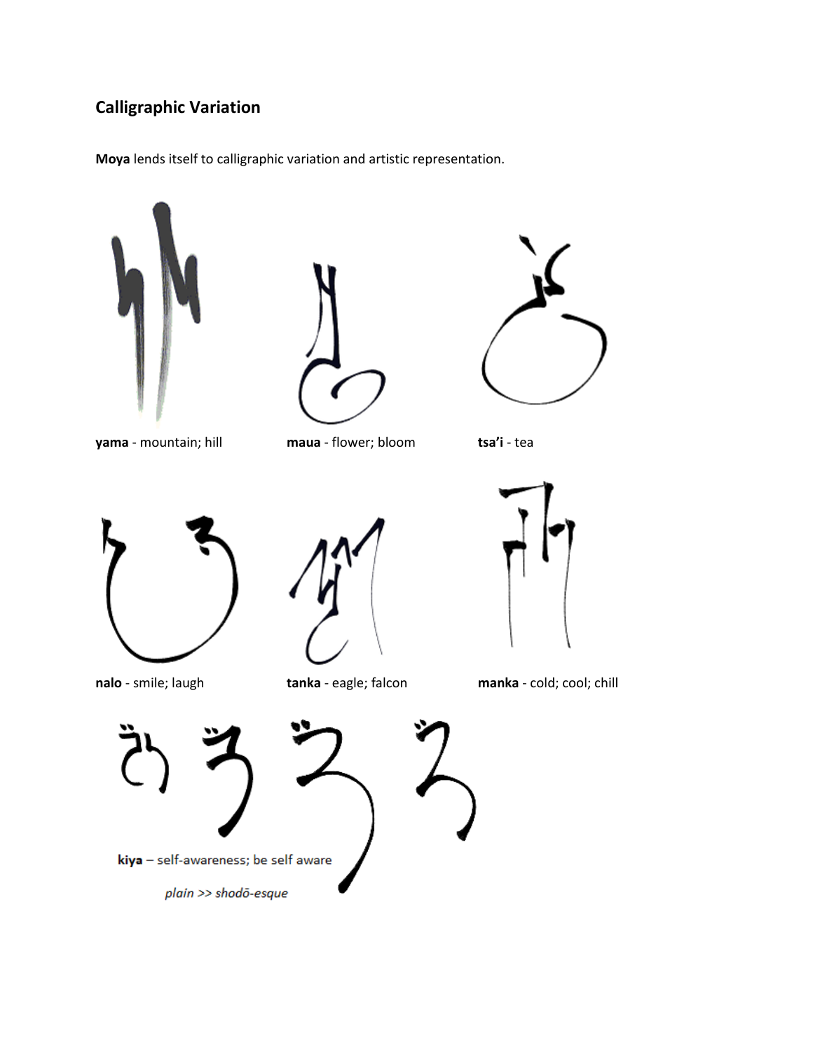## Calligraphic Variation

**Moya** lends itself to calligraphic variation and artistic representation.

**yama** - mountain; hill

**maua** - flower; bloom

**tsa'i** - tea

**nalo** - smile; laugh

**tanka** - eagle; falcon

**manka** - cold; cool; chill

**kiya** – self-awareness; be self aware

*plain >> shodō-esque*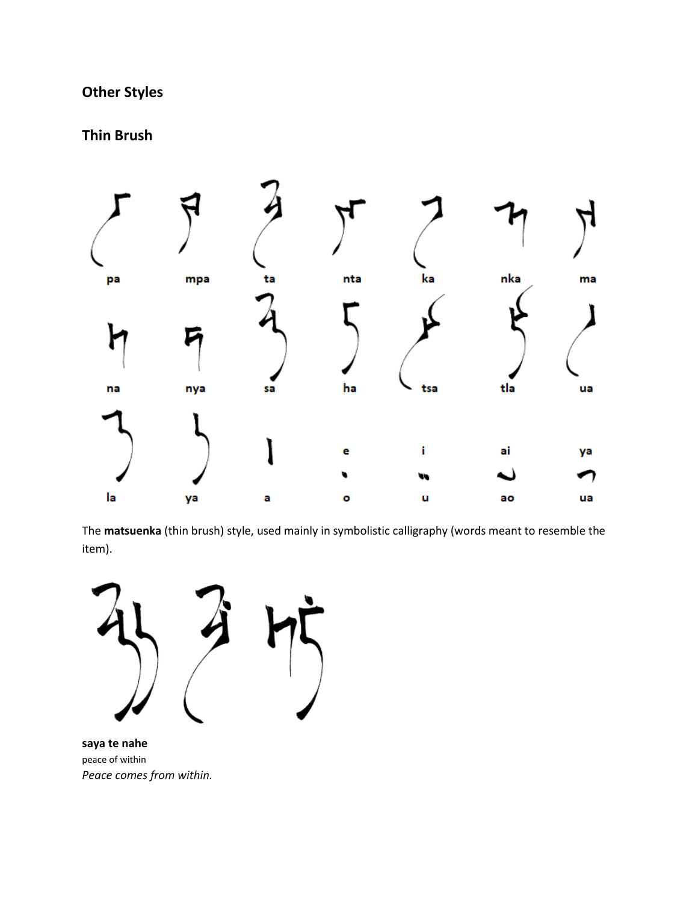## Other Styles

## Thin Brush

pa mpa ta nta ka nka ma

na nya sa ha tsa tla ua

la ya a

e i ai ya

o u ao ua

The **matsuenka** (thin brush) style, used mainly in symbolistic calligraphy (words meant to resemble the item).

**saya te nahe**
peace of within
*Peace comes from within.*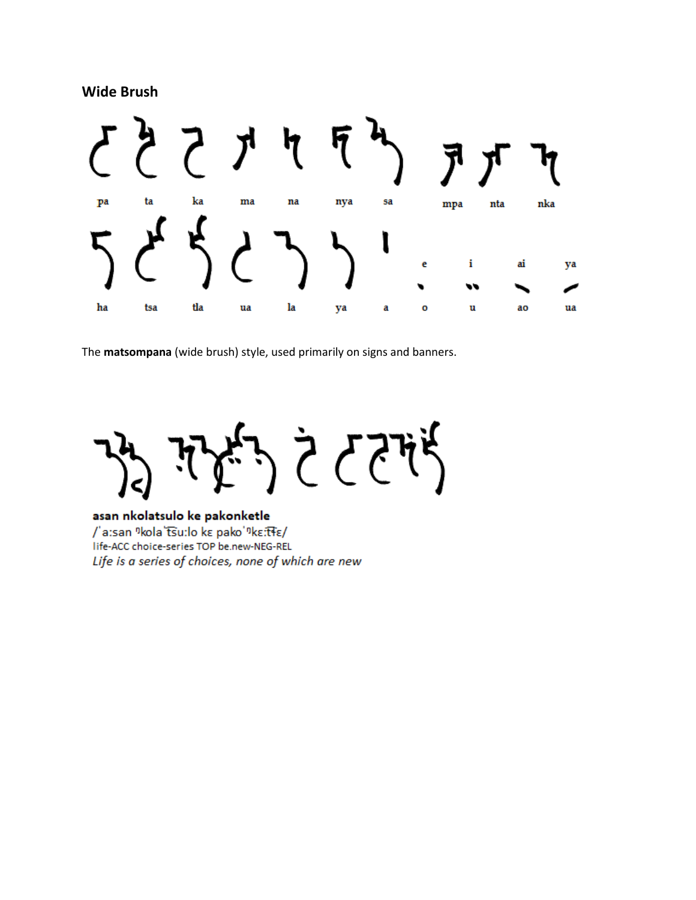**Wide Brush**

pa ta ka ma na nya sa mpa nta nka

ha tsa tla ua la ya a

e i ai ya

o u ao ua

The **matsompana** (wide brush) style, used primarily on signs and banners.

**asan nkolatsulo ke pakonketle**

/ˈaːsan ᵑkolaˈt͡suːlo kɛ pakoˈᵑkɛːt͡ɬɛ/

life-ACC choice-series TOP be.new-NEG-REL

*Life is a series of choices, none of which are new*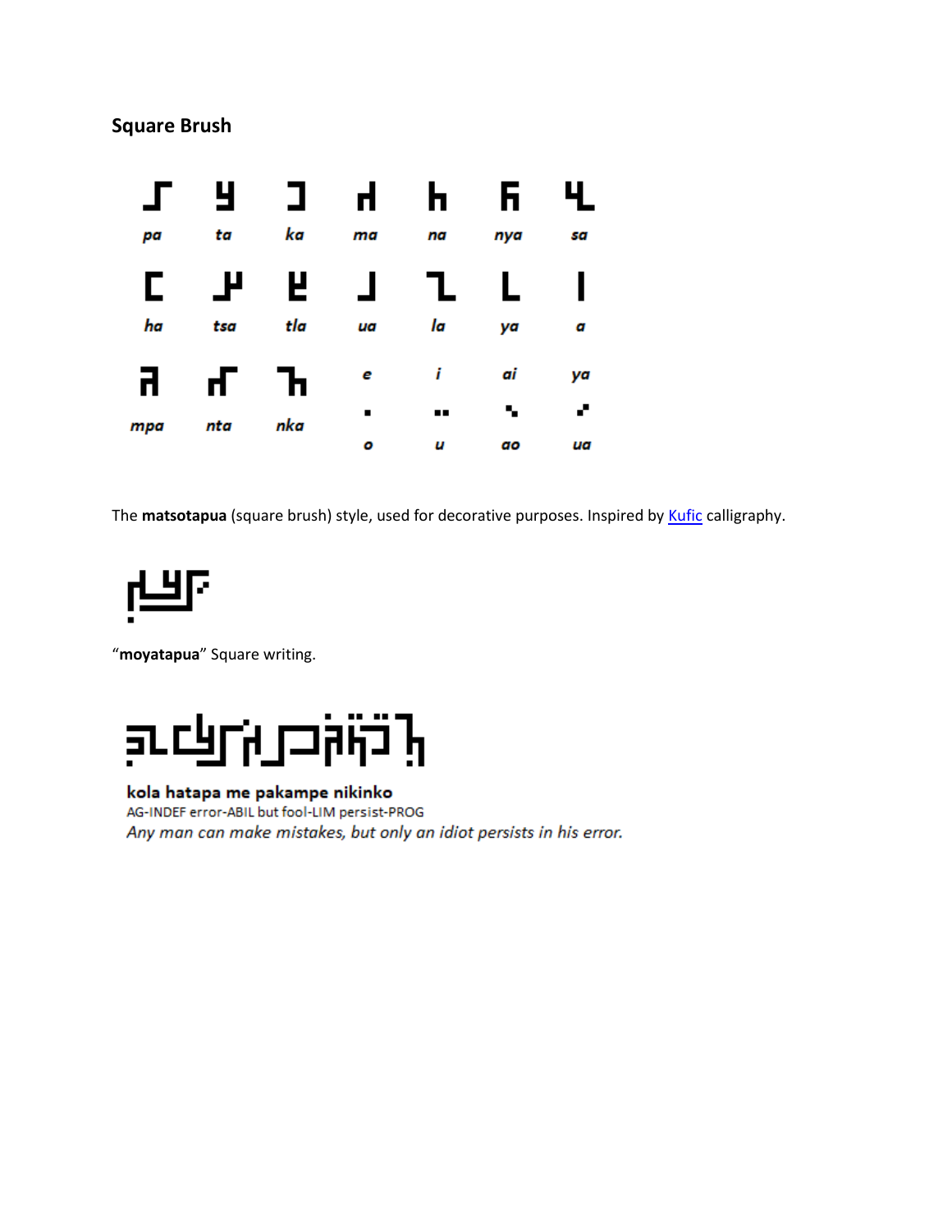### Square Brush

| | | | | | | |
|---|---|---|---|---|---|---|
| pa | ta | ka | ma | na | nya | sa |
| ha | tsa | tla | ua | la | ya | a |
| mpa | nta | nka | e / o | i / u | ai / ao | ya / ua |

The **matsotapua** (square brush) style, used for decorative purposes. Inspired by Kufic calligraphy.

"**moyatapua**" Square writing.

**kola hatapa me pakampe nikinko**
AG-INDEF error-ABIL but fool-LIM persist-PROG
*Any man can make mistakes, but only an idiot persists in his error.*